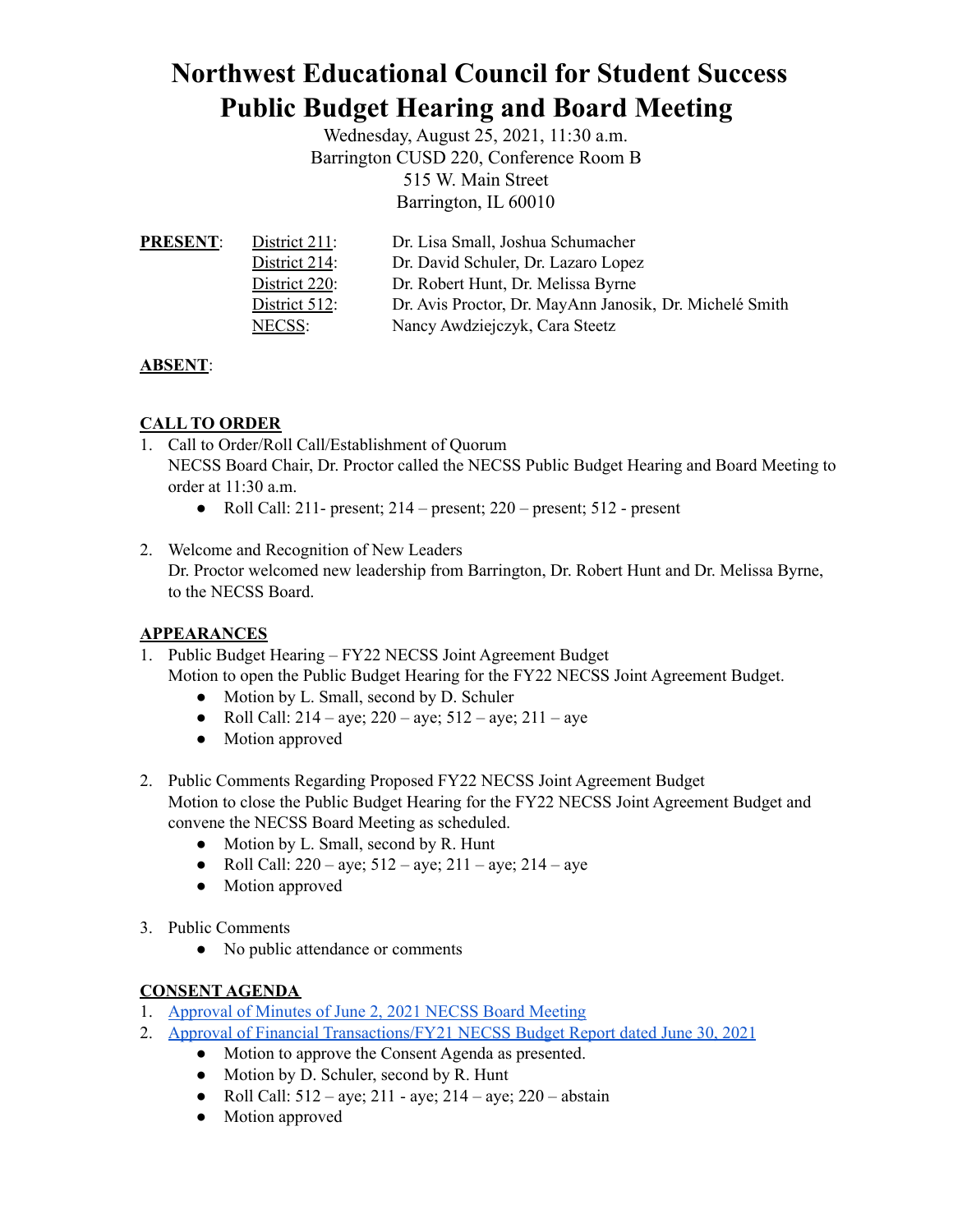# Northwest Educational Council for Student Success
# Public Budget Hearing and Board Meeting

Wednesday, August 25, 2021, 11:30 a.m.
Barrington CUSD 220, Conference Room B
515 W. Main Street
Barrington, IL 60010

| **PRESENT**: | District 211: | Dr. Lisa Small, Joshua Schumacher |
|---|---|---|
| | District 214: | Dr. David Schuler, Dr. Lazaro Lopez |
| | District 220: | Dr. Robert Hunt, Dr. Melissa Byrne |
| | District 512: | Dr. Avis Proctor, Dr. MayAnn Janosik, Dr. Michelé Smith |
| | NECSS: | Nancy Awdziejczyk, Cara Steetz |

**ABSENT**:

**CALL TO ORDER**

1. Call to Order/Roll Call/Establishment of Quorum
   NECSS Board Chair, Dr. Proctor called the NECSS Public Budget Hearing and Board Meeting to order at 11:30 a.m.
   - Roll Call: 211- present; 214 – present; 220 – present; 512 - present

2. Welcome and Recognition of New Leaders
   Dr. Proctor welcomed new leadership from Barrington, Dr. Robert Hunt and Dr. Melissa Byrne, to the NECSS Board.

**APPEARANCES**

1. Public Budget Hearing – FY22 NECSS Joint Agreement Budget
   Motion to open the Public Budget Hearing for the FY22 NECSS Joint Agreement Budget.
   - Motion by L. Small, second by D. Schuler
   - Roll Call: 214 – aye; 220 – aye; 512 – aye; 211 – aye
   - Motion approved

2. Public Comments Regarding Proposed FY22 NECSS Joint Agreement Budget
   Motion to close the Public Budget Hearing for the FY22 NECSS Joint Agreement Budget and convene the NECSS Board Meeting as scheduled.
   - Motion by L. Small, second by R. Hunt
   - Roll Call: 220 – aye; 512 – aye; 211 – aye; 214 – aye
   - Motion approved

3. Public Comments
   - No public attendance or comments

**CONSENT AGENDA**

1. Approval of Minutes of June 2, 2021 NECSS Board Meeting
2. Approval of Financial Transactions/FY21 NECSS Budget Report dated June 30, 2021
   - Motion to approve the Consent Agenda as presented.
   - Motion by D. Schuler, second by R. Hunt
   - Roll Call: 512 – aye; 211 - aye; 214 – aye; 220 – abstain
   - Motion approved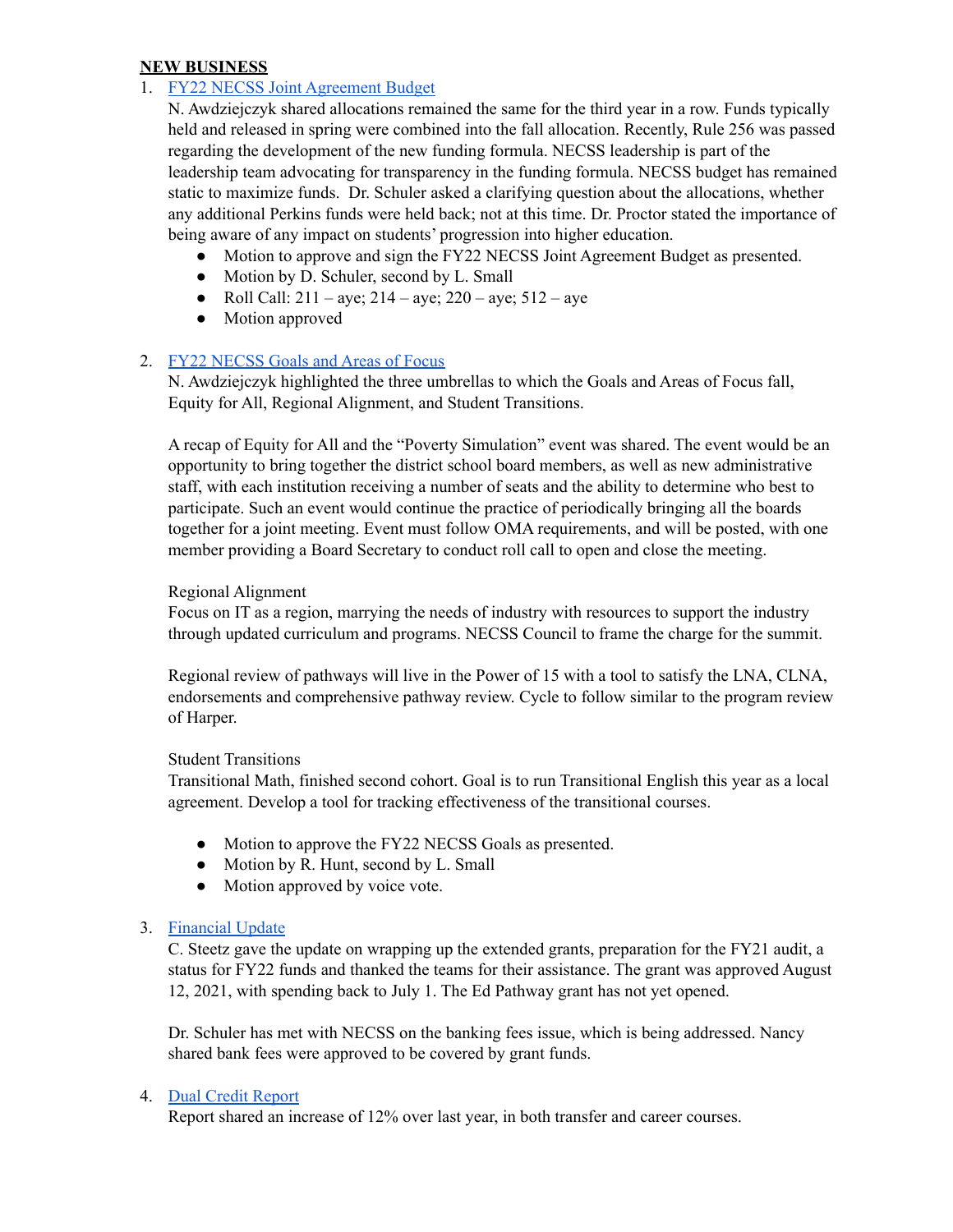**NEW BUSINESS**

1. FY22 NECSS Joint Agreement Budget
   N. Awdziejczyk shared allocations remained the same for the third year in a row. Funds typically held and released in spring were combined into the fall allocation. Recently, Rule 256 was passed regarding the development of the new funding formula. NECSS leadership is part of the leadership team advocating for transparency in the funding formula. NECSS budget has remained static to maximize funds. Dr. Schuler asked a clarifying question about the allocations, whether any additional Perkins funds were held back; not at this time. Dr. Proctor stated the importance of being aware of any impact on students' progression into higher education.
   - Motion to approve and sign the FY22 NECSS Joint Agreement Budget as presented.
   - Motion by D. Schuler, second by L. Small
   - Roll Call: 211 – aye; 214 – aye; 220 – aye; 512 – aye
   - Motion approved

2. FY22 NECSS Goals and Areas of Focus
   N. Awdziejczyk highlighted the three umbrellas to which the Goals and Areas of Focus fall, Equity for All, Regional Alignment, and Student Transitions.

   A recap of Equity for All and the "Poverty Simulation" event was shared. The event would be an opportunity to bring together the district school board members, as well as new administrative staff, with each institution receiving a number of seats and the ability to determine who best to participate. Such an event would continue the practice of periodically bringing all the boards together for a joint meeting. Event must follow OMA requirements, and will be posted, with one member providing a Board Secretary to conduct roll call to open and close the meeting.

   Regional Alignment
   Focus on IT as a region, marrying the needs of industry with resources to support the industry through updated curriculum and programs. NECSS Council to frame the charge for the summit.

   Regional review of pathways will live in the Power of 15 with a tool to satisfy the LNA, CLNA, endorsements and comprehensive pathway review. Cycle to follow similar to the program review of Harper.

   Student Transitions
   Transitional Math, finished second cohort. Goal is to run Transitional English this year as a local agreement. Develop a tool for tracking effectiveness of the transitional courses.

   - Motion to approve the FY22 NECSS Goals as presented.
   - Motion by R. Hunt, second by L. Small
   - Motion approved by voice vote.

3. Financial Update
   C. Steetz gave the update on wrapping up the extended grants, preparation for the FY21 audit, a status for FY22 funds and thanked the teams for their assistance. The grant was approved August 12, 2021, with spending back to July 1. The Ed Pathway grant has not yet opened.

   Dr. Schuler has met with NECSS on the banking fees issue, which is being addressed. Nancy shared bank fees were approved to be covered by grant funds.

4. Dual Credit Report
   Report shared an increase of 12% over last year, in both transfer and career courses.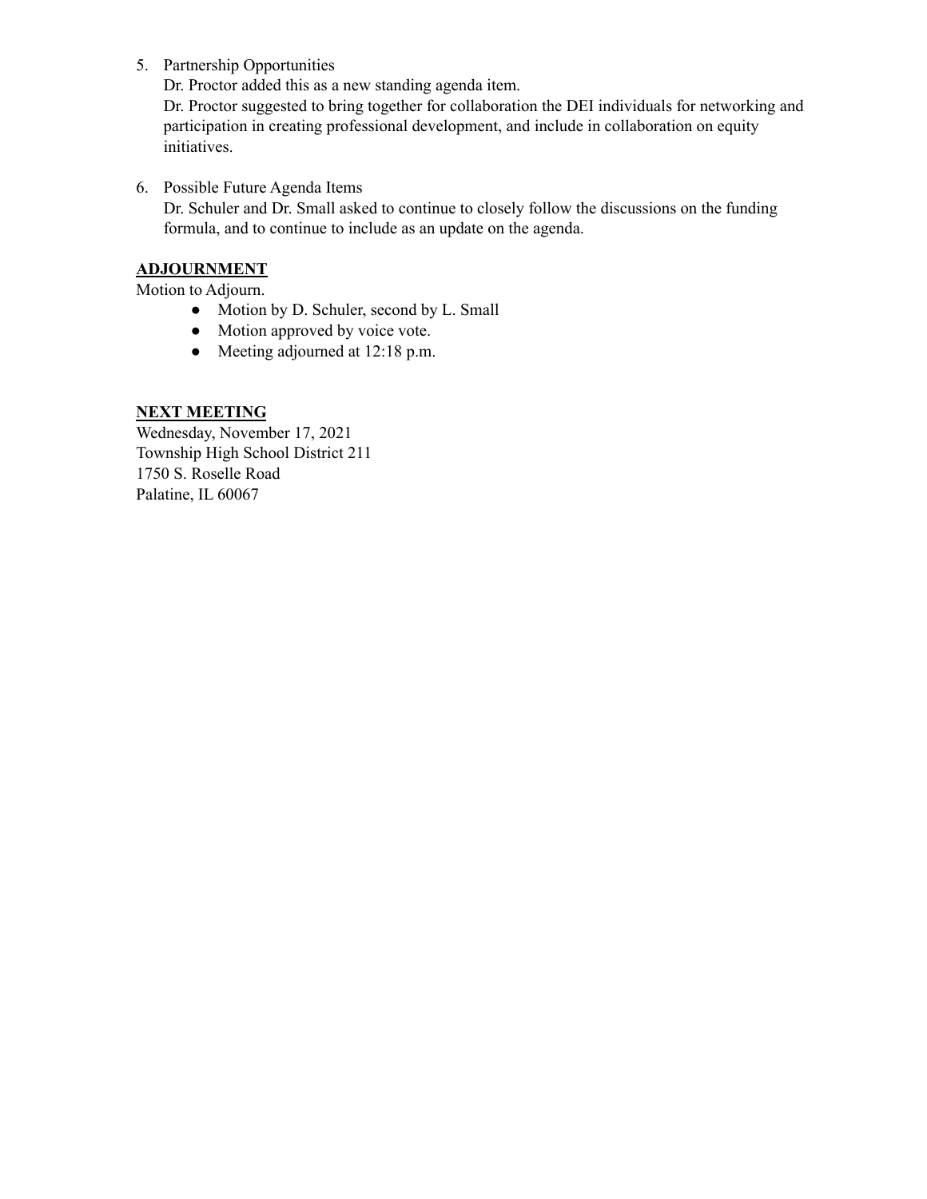5. Partnership Opportunities
   Dr. Proctor added this as a new standing agenda item.
   Dr. Proctor suggested to bring together for collaboration the DEI individuals for networking and participation in creating professional development, and include in collaboration on equity initiatives.

6. Possible Future Agenda Items
   Dr. Schuler and Dr. Small asked to continue to closely follow the discussions on the funding formula, and to continue to include as an update on the agenda.

**ADJOURNMENT**

Motion to Adjourn.

- Motion by D. Schuler, second by L. Small
- Motion approved by voice vote.
- Meeting adjourned at 12:18 p.m.

**NEXT MEETING**

Wednesday, November 17, 2021
Township High School District 211
1750 S. Roselle Road
Palatine, IL 60067